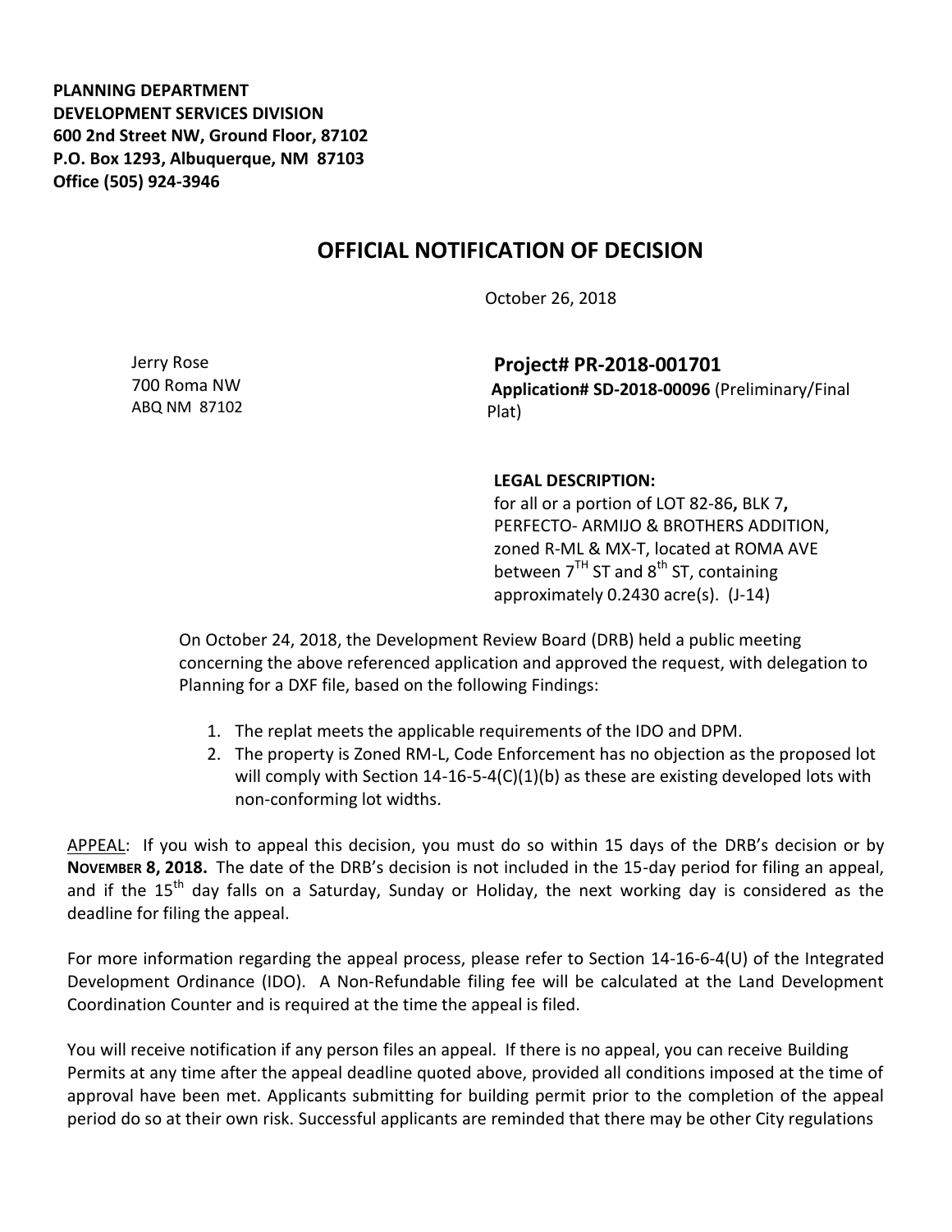**PLANNING DEPARTMENT**
**DEVELOPMENT SERVICES DIVISION**
**600 2nd Street NW, Ground Floor, 87102**
**P.O. Box 1293, Albuquerque, NM 87103**
**Office (505) 924-3946**

# OFFICIAL NOTIFICATION OF DECISION

October 26, 2018

Jerry Rose
700 Roma NW
ABQ NM 87102

**Project# PR-2018-001701**
**Application# SD-2018-00096** (Preliminary/Final Plat)

**LEGAL DESCRIPTION:**
for all or a portion of LOT 82-86**,** BLK 7**,** PERFECTO- ARMIJO & BROTHERS ADDITION, zoned R-ML & MX-T, located at ROMA AVE between 7TH ST and 8th ST, containing approximately 0.2430 acre(s). (J-14)

On October 24, 2018, the Development Review Board (DRB) held a public meeting concerning the above referenced application and approved the request, with delegation to Planning for a DXF file, based on the following Findings:

1. The replat meets the applicable requirements of the IDO and DPM.
2. The property is Zoned RM-L, Code Enforcement has no objection as the proposed lot will comply with Section 14-16-5-4(C)(1)(b) as these are existing developed lots with non-conforming lot widths.

APPEAL: If you wish to appeal this decision, you must do so within 15 days of the DRB's decision or by **NOVEMBER 8, 2018.** The date of the DRB's decision is not included in the 15-day period for filing an appeal, and if the 15th day falls on a Saturday, Sunday or Holiday, the next working day is considered as the deadline for filing the appeal.

For more information regarding the appeal process, please refer to Section 14-16-6-4(U) of the Integrated Development Ordinance (IDO). A Non-Refundable filing fee will be calculated at the Land Development Coordination Counter and is required at the time the appeal is filed.

You will receive notification if any person files an appeal. If there is no appeal, you can receive Building Permits at any time after the appeal deadline quoted above, provided all conditions imposed at the time of approval have been met. Applicants submitting for building permit prior to the completion of the appeal period do so at their own risk. Successful applicants are reminded that there may be other City regulations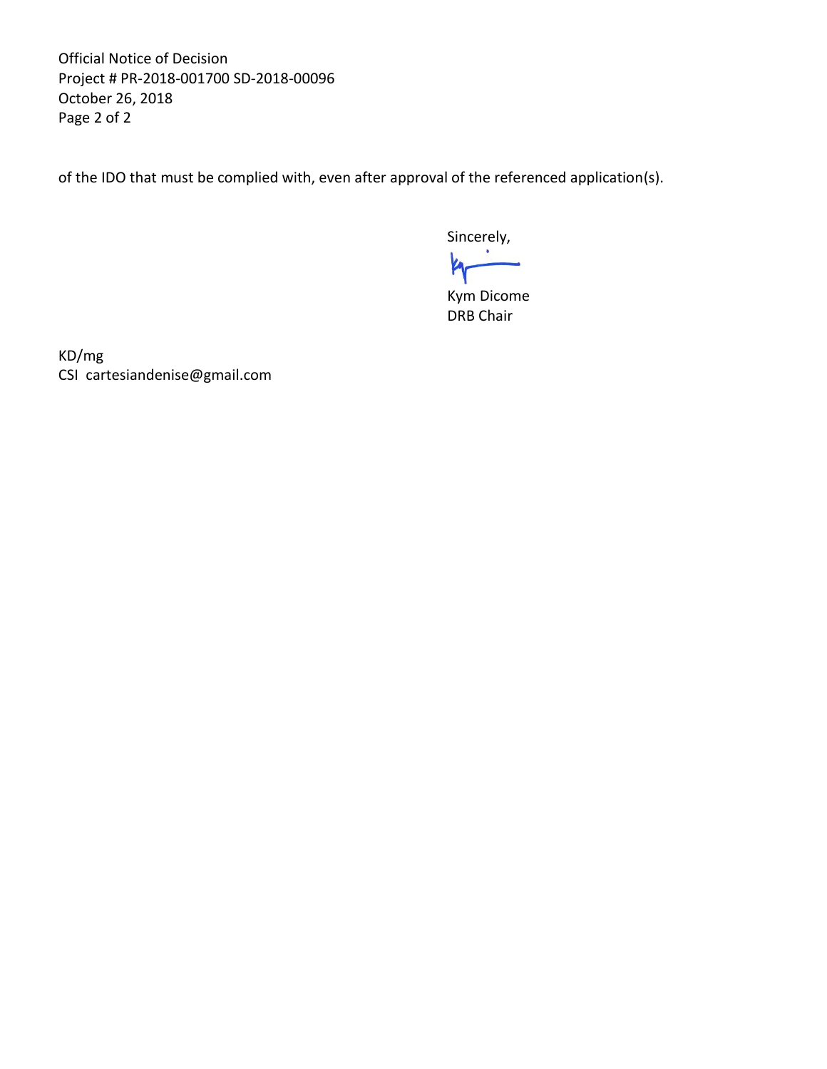of the IDO that must be complied with, even after approval of the referenced application(s).

Sincerely,

Kym Dicome
DRB Chair

KD/mg
CSI cartesiandenise@gmail.com